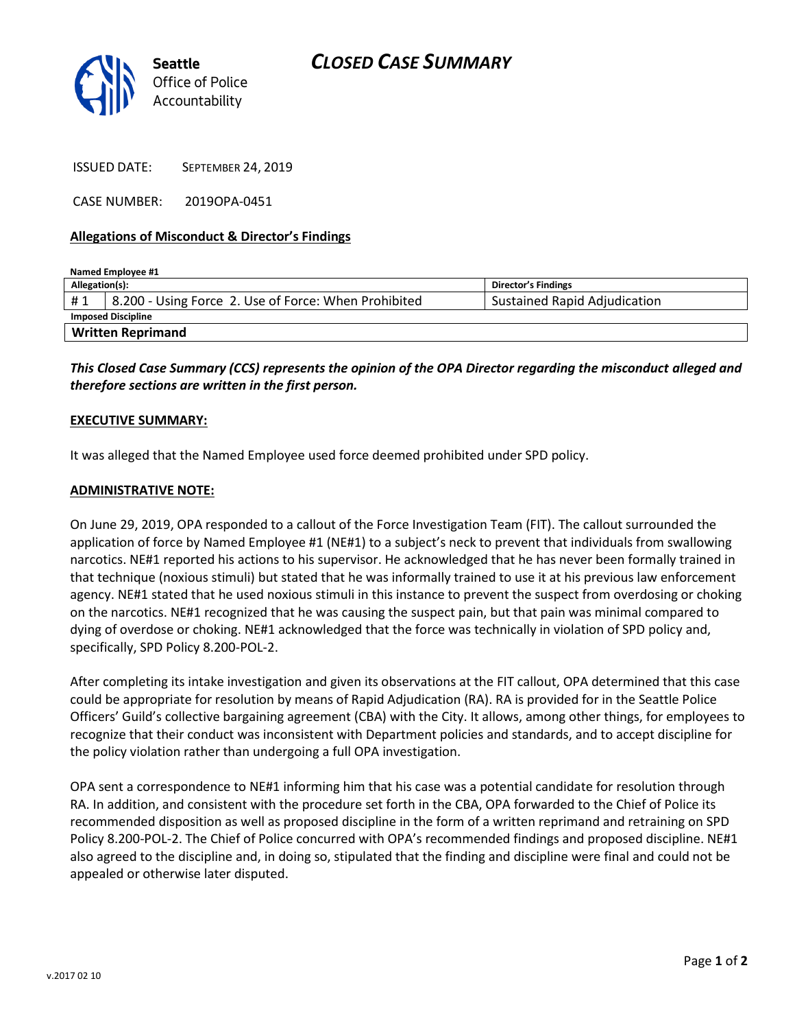Seattle Office of Police Accountability

# CLOSED CASE SUMMARY

ISSUED DATE: SEPTEMBER 24, 2019

CASE NUMBER: 2019OPA-0451

**Allegations of Misconduct & Director's Findings**

**Named Employee #1**

| Allegation(s): | | Director's Findings |
|---|---|---|
| # 1 | 8.200 - Using Force 2. Use of Force: When Prohibited | Sustained Rapid Adjudication |
| **Imposed Discipline** | | |
| **Written Reprimand** | | |

***This Closed Case Summary (CCS) represents the opinion of the OPA Director regarding the misconduct alleged and therefore sections are written in the first person.***

**EXECUTIVE SUMMARY:**

It was alleged that the Named Employee used force deemed prohibited under SPD policy.

**ADMINISTRATIVE NOTE:**

On June 29, 2019, OPA responded to a callout of the Force Investigation Team (FIT). The callout surrounded the application of force by Named Employee #1 (NE#1) to a subject's neck to prevent that individuals from swallowing narcotics. NE#1 reported his actions to his supervisor. He acknowledged that he has never been formally trained in that technique (noxious stimuli) but stated that he was informally trained to use it at his previous law enforcement agency. NE#1 stated that he used noxious stimuli in this instance to prevent the suspect from overdosing or choking on the narcotics. NE#1 recognized that he was causing the suspect pain, but that pain was minimal compared to dying of overdose or choking. NE#1 acknowledged that the force was technically in violation of SPD policy and, specifically, SPD Policy 8.200-POL-2.

After completing its intake investigation and given its observations at the FIT callout, OPA determined that this case could be appropriate for resolution by means of Rapid Adjudication (RA). RA is provided for in the Seattle Police Officers' Guild's collective bargaining agreement (CBA) with the City. It allows, among other things, for employees to recognize that their conduct was inconsistent with Department policies and standards, and to accept discipline for the policy violation rather than undergoing a full OPA investigation.

OPA sent a correspondence to NE#1 informing him that his case was a potential candidate for resolution through RA. In addition, and consistent with the procedure set forth in the CBA, OPA forwarded to the Chief of Police its recommended disposition as well as proposed discipline in the form of a written reprimand and retraining on SPD Policy 8.200-POL-2. The Chief of Police concurred with OPA's recommended findings and proposed discipline. NE#1 also agreed to the discipline and, in doing so, stipulated that the finding and discipline were final and could not be appealed or otherwise later disputed.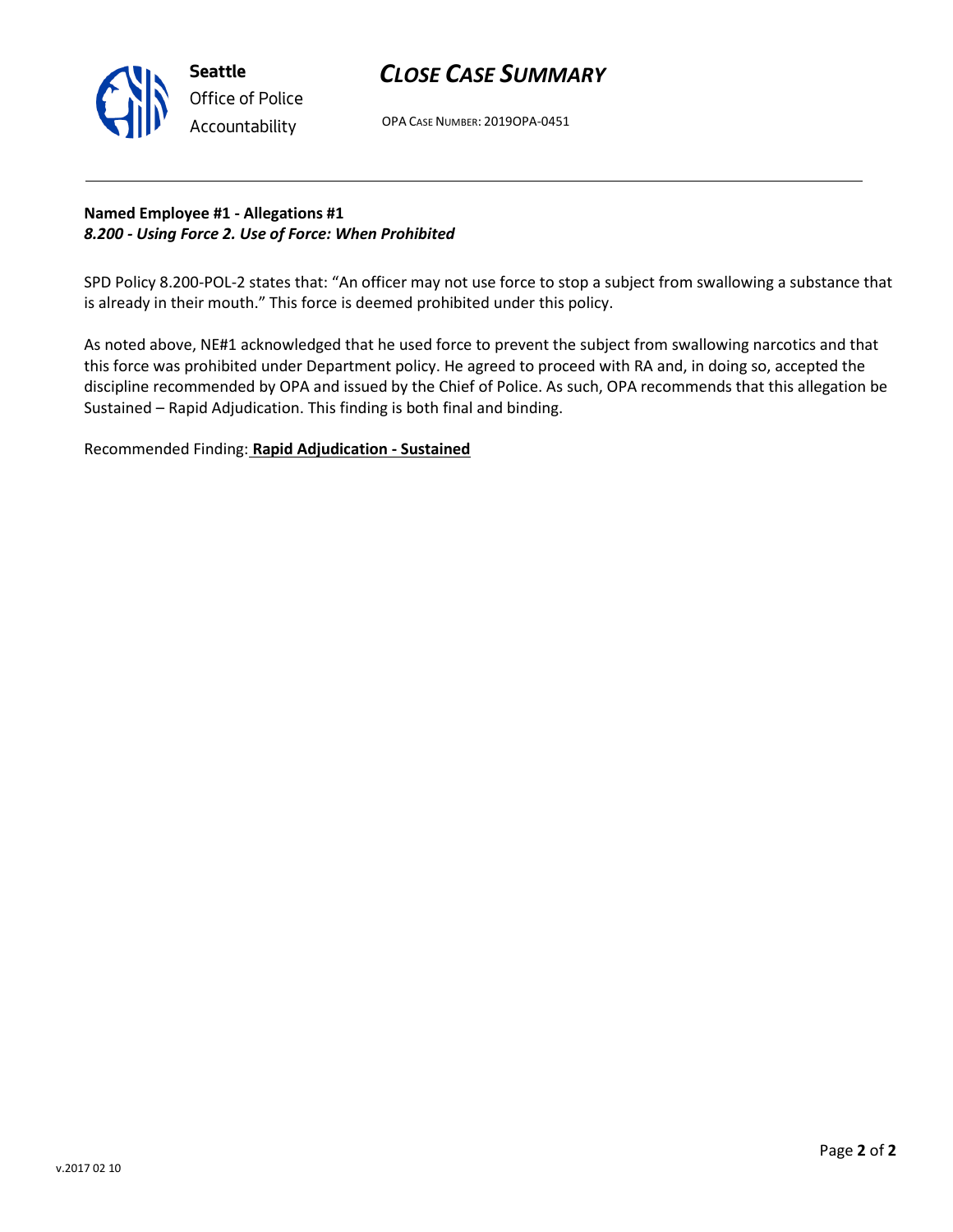**Named Employee #1 - Allegations #1**
***8.200 - Using Force 2. Use of Force: When Prohibited***

SPD Policy 8.200-POL-2 states that: "An officer may not use force to stop a subject from swallowing a substance that is already in their mouth." This force is deemed prohibited under this policy.

As noted above, NE#1 acknowledged that he used force to prevent the subject from swallowing narcotics and that this force was prohibited under Department policy. He agreed to proceed with RA and, in doing so, accepted the discipline recommended by OPA and issued by the Chief of Police. As such, OPA recommends that this allegation be Sustained – Rapid Adjudication. This finding is both final and binding.

Recommended Finding: **Rapid Adjudication - Sustained**